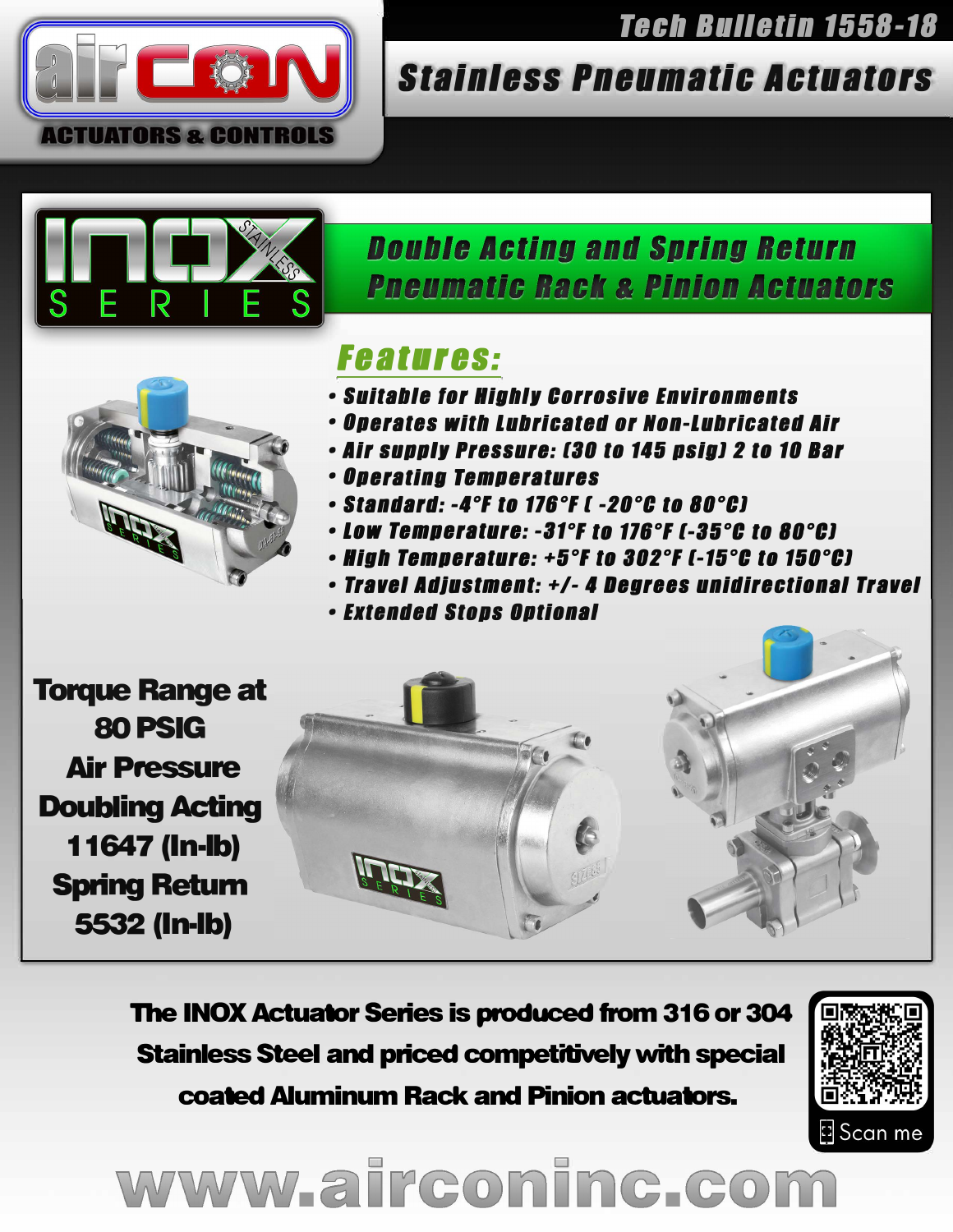# aircon ACTUATORS & CONTROLS

## Tech Bulletin 1558-18

## Stainless Pneumatic Actuators

### INOX STAINLESS SERIES

### Double Acting and Spring Return Pneumatic Rack & Pinion Actuators

### Features:

- Suitable for Highly Corrosive Environments
- Operates with Lubricated or Non-Lubricated Air
- Air supply Pressure: (30 to 145 psig) 2 to 10 Bar
- Operating Temperatures
- Standard: -4°F to 176°F ( -20°C to 80°C)
- Low Temperature: -31°F to 176°F (-35°C to 80°C)
- High Temperature: +5°F to 302°F (-15°C to 150°C)
- Travel Adjustment: +/- 4 Degrees unidirectional Travel
- Extended Stops Optional

**Torque Range at 80 PSIG Air Pressure**
**Doubling Acting 11647 (In-lb)**
**Spring Return 5532 (In-lb)**

**The INOX Actuator Series is produced from 316 or 304 Stainless Steel and priced competitively with special coated Aluminum Rack and Pinion actuators.**

Scan me

www.airconinc.com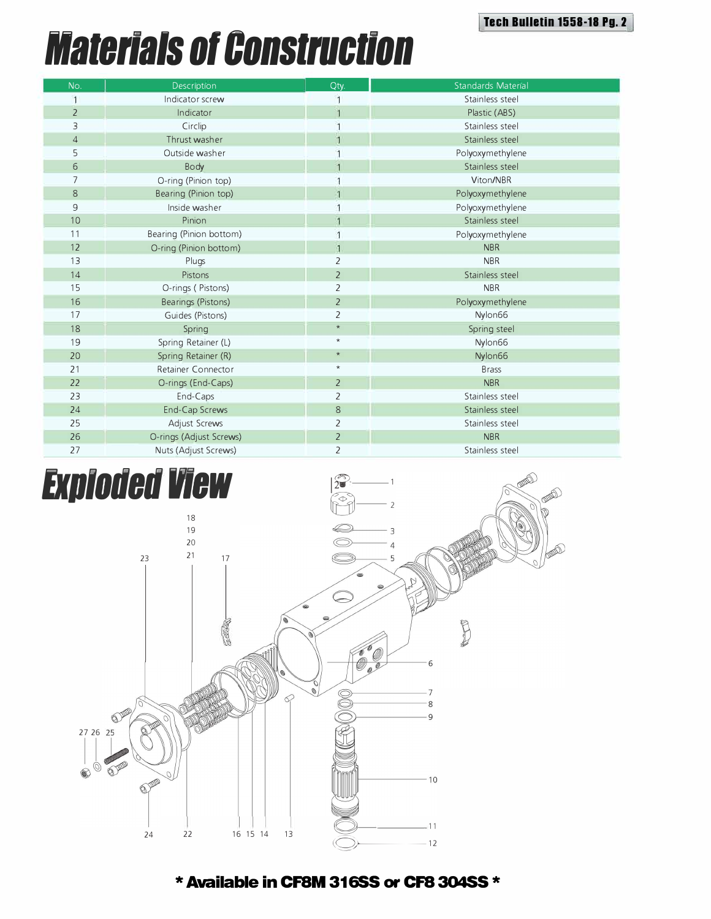# Materials of Construction

| No. | Description | Qty. | Standards Material |
|---|---|---|---|
| 1 | Indicator screw | 1 | Stainless steel |
| 2 | Indicator | 1 | Plastic (ABS) |
| 3 | Circlip | 1 | Stainless steel |
| 4 | Thrust washer | 1 | Stainless steel |
| 5 | Outside washer | 1 | Polyoxymethylene |
| 6 | Body | 1 | Stainless steel |
| 7 | O-ring (Pinion top) | 1 | Viton/NBR |
| 8 | Bearing (Pinion top) | 1 | Polyoxymethylene |
| 9 | Inside washer | 1 | Polyoxymethylene |
| 10 | Pinion | 1 | Stainless steel |
| 11 | Bearing (Pinion bottom) | 1 | Polyoxymethylene |
| 12 | O-ring (Pinion bottom) | 1 | NBR |
| 13 | Plugs | 2 | NBR |
| 14 | Pistons | 2 | Stainless steel |
| 15 | O-rings ( Pistons) | 2 | NBR |
| 16 | Bearings (Pistons) | 2 | Polyoxymethylene |
| 17 | Guides (Pistons) | 2 | Nylon66 |
| 18 | Spring | * | Spring steel |
| 19 | Spring Retainer (L) | * | Nylon66 |
| 20 | Spring Retainer (R) | * | Nylon66 |
| 21 | Retainer Connector | * | Brass |
| 22 | O-rings (End-Caps) | 2 | NBR |
| 23 | End-Caps | 2 | Stainless steel |
| 24 | End-Cap Screws | 8 | Stainless steel |
| 25 | Adjust Screws | 2 | Stainless steel |
| 26 | O-rings (Adjust Screws) | 2 | NBR |
| 27 | Nuts (Adjust Screws) | 2 | Stainless steel |

# Exploded View

**\* Available in CF8M 316SS or CF8 304SS \***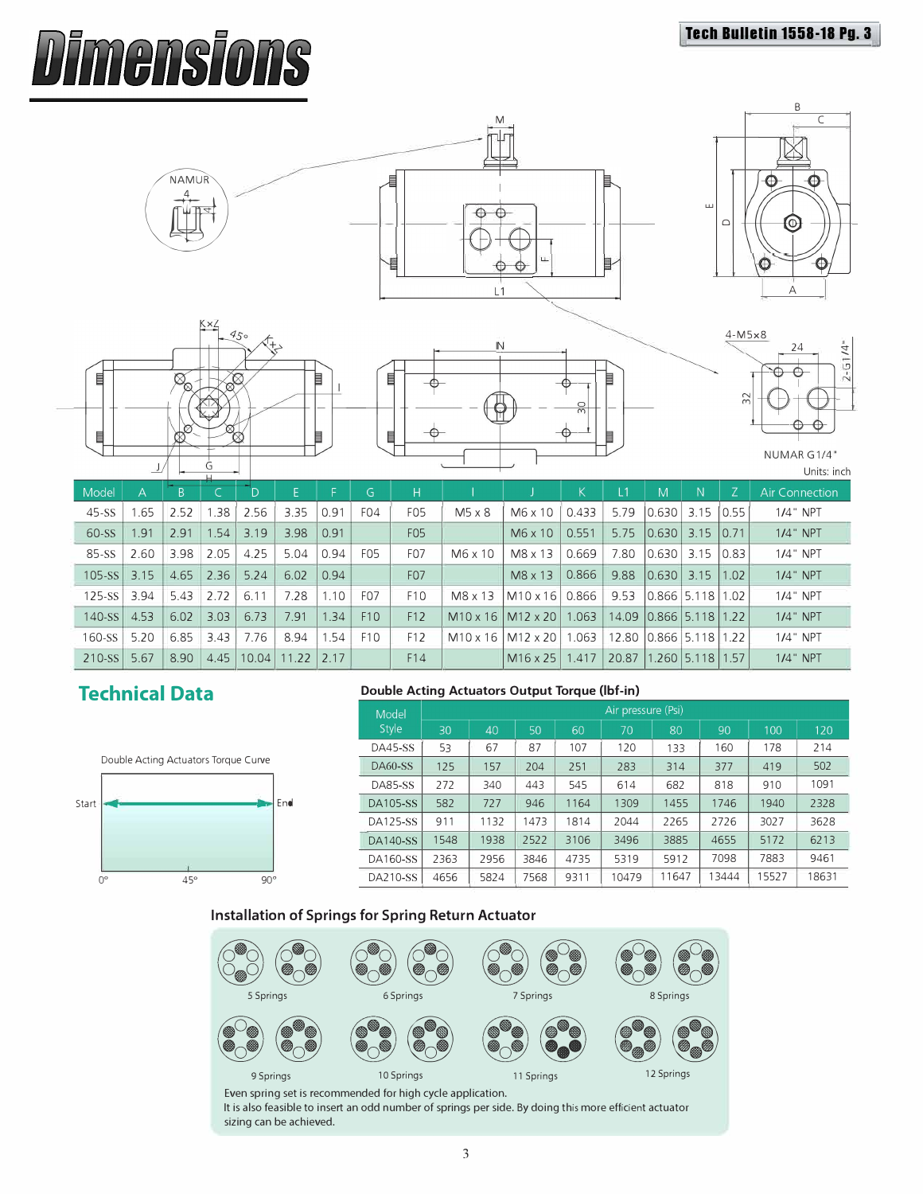# Dimensions

NAMUR

NUMAR G1/4"

Units: inch

| Model | A | B | C | D | E | F | G | H | I | J | K | L1 | M | N | Z | Air Connection |
|---|---|---|---|---|---|---|---|---|---|---|---|---|---|---|---|---|
| 45-SS | 1.65 | 2.52 | 1.38 | 2.56 | 3.35 | 0.91 | F04 | F05 | M5 x 8 | M6 x 10 | 0.433 | 5.79 | 0.630 | 3.15 | 0.55 | 1/4" NPT |
| 60-SS | 1.91 | 2.91 | 1.54 | 3.19 | 3.98 | 0.91 | | F05 | | M6 x 10 | 0.551 | 5.75 | 0.630 | 3.15 | 0.71 | 1/4" NPT |
| 85-SS | 2.60 | 3.98 | 2.05 | 4.25 | 5.04 | 0.94 | F05 | F07 | M6 x 10 | M8 x 13 | 0.669 | 7.80 | 0.630 | 3.15 | 0.83 | 1/4" NPT |
| 105-SS | 3.15 | 4.65 | 2.36 | 5.24 | 6.02 | 0.94 | | F07 | | M8 x 13 | 0.866 | 9.88 | 0.630 | 3.15 | 1.02 | 1/4" NPT |
| 125-SS | 3.94 | 5.43 | 2.72 | 6.11 | 7.28 | 1.10 | F07 | F10 | M8 x 13 | M10 x 16 | 0.866 | 9.53 | 0.866 | 5.118 | 1.02 | 1/4" NPT |
| 140-SS | 4.53 | 6.02 | 3.03 | 6.73 | 7.91 | 1.34 | F10 | F12 | M10 x 16 | M12 x 20 | 1.063 | 14.09 | 0.866 | 5.118 | 1.22 | 1/4" NPT |
| 160-SS | 5.20 | 6.85 | 3.43 | 7.76 | 8.94 | 1.54 | F10 | F12 | M10 x 16 | M12 x 20 | 1.063 | 12.80 | 0.866 | 5.118 | 1.22 | 1/4" NPT |
| 210-SS | 5.67 | 8.90 | 4.45 | 10.04 | 11.22 | 2.17 | | F14 | | M16 x 25 | 1.417 | 20.87 | 1.260 | 5.118 | 1.57 | 1/4" NPT |

## Technical Data

Double Acting Actuators Torque Curve

Start — End

0° 45° 90°

### Double Acting Actuators Output Torque (lbf-in)

| Model Style | Air pressure (Psi) | | | | | | | | |
|---|---|---|---|---|---|---|---|---|---|
| | 30 | 40 | 50 | 60 | 70 | 80 | 90 | 100 | 120 |
| DA45-SS | 53 | 67 | 87 | 107 | 120 | 133 | 160 | 178 | 214 |
| DA60-SS | 125 | 157 | 204 | 251 | 283 | 314 | 377 | 419 | 502 |
| DA85-SS | 272 | 340 | 443 | 545 | 614 | 682 | 818 | 910 | 1091 |
| DA105-SS | 582 | 727 | 946 | 1164 | 1309 | 1455 | 1746 | 1940 | 2328 |
| DA125-SS | 911 | 1132 | 1473 | 1814 | 2044 | 2265 | 2726 | 3027 | 3628 |
| DA140-SS | 1548 | 1938 | 2522 | 3106 | 3496 | 3885 | 4655 | 5172 | 6213 |
| DA160-SS | 2363 | 2956 | 3846 | 4735 | 5319 | 5912 | 7098 | 7883 | 9461 |
| DA210-SS | 4656 | 5824 | 7568 | 9311 | 10479 | 11647 | 13444 | 15527 | 18631 |

### Installation of Springs for Spring Return Actuator

5 Springs — 6 Springs — 7 Springs — 8 Springs

9 Springs — 10 Springs — 11 Springs — 12 Springs

Even spring set is recommended for high cycle application.
It is also feasible to insert an odd number of springs per side. By doing this more efficient actuator sizing can be achieved.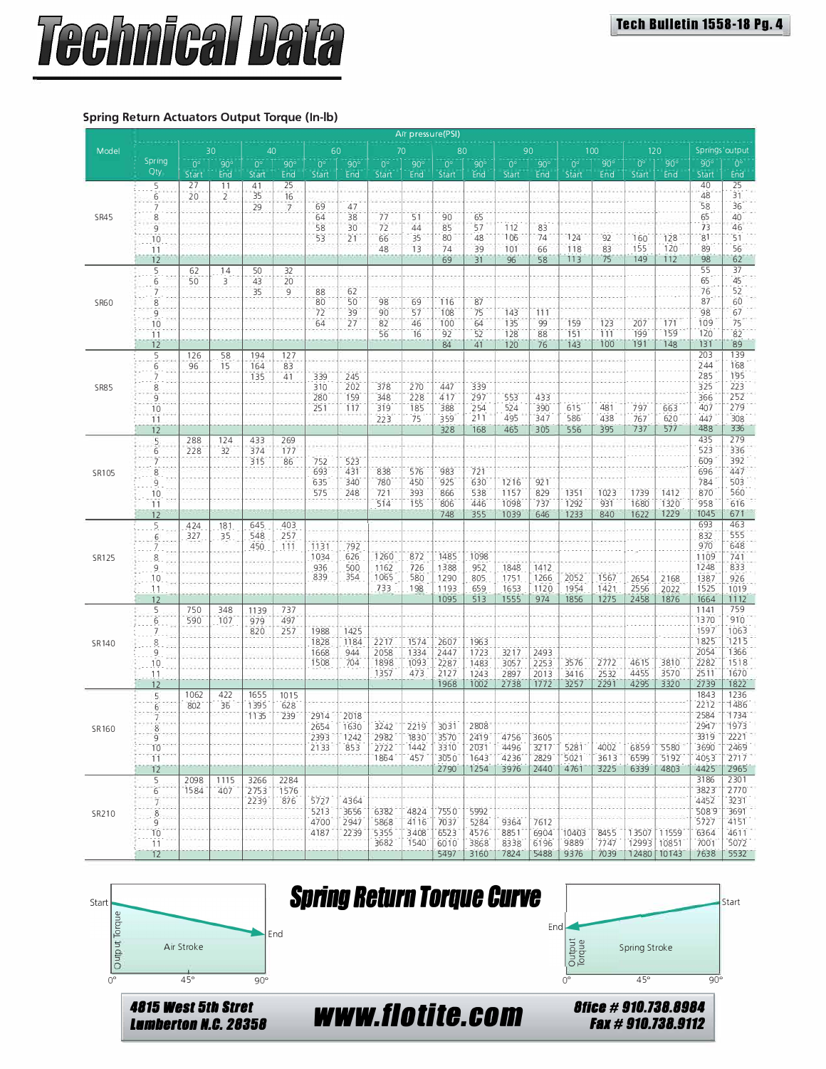# Technical Data

Tech Bulletin 1558-18 Pg. 4

## Spring Return Actuators Output Torque (In-lb)

| Model | Spring Qty | 30 | | 40 | | 60 | | 70 | | 80 | | 90 | | 100 | | 120 | | Springs' output | |
|---|---|---|---|---|---|---|---|---|---|---|---|---|---|---|---|---|---|---|---|
| | | 0° Start | 90° End | 0° Start | 90° End | 0° Start | 90° End | 0° Start | 90° End | 0° Start | 90° End | 0° Start | 90° End | 0° Start | 90° End | 0° Start | 90° End | 90° Start | 0° End |
| SR45 | 5 | 27 | 11 | 41 | 25 | | | | | | | | | | | | | 40 | 25 |
| | 6 | 20 | 2 | 35 | 16 | | | | | | | | | | | | | 48 | 31 |
| | 7 | | | 29 | 7 | 69 | 47 | | | | | | | | | | | 58 | 36 |
| | 8 | | | | | 64 | 38 | 77 | 51 | 90 | 65 | | | | | | | 65 | 40 |
| | 9 | | | | | 58 | 30 | 72 | 44 | 85 | 57 | 112 | 83 | | | | | 73 | 46 |
| | 10 | | | | | 53 | 21 | 66 | 35 | 80 | 48 | 106 | 74 | 124 | 92 | 160 | 128 | 81 | 51 |
| | 11 | | | | | | | 48 | 13 | 74 | 39 | 101 | 66 | 118 | 83 | 155 | 120 | 89 | 56 |
| | 12 | | | | | | | | | 69 | 31 | 96 | 58 | 113 | 75 | 149 | 112 | 98 | 62 |
| SR60 | 5 | 62 | 14 | 50 | 32 | | | | | | | | | | | | | 55 | 37 |
| | 6 | 50 | 3 | 43 | 20 | | | | | | | | | | | | | 65 | 45 |
| | 7 | | | 35 | 9 | 88 | 62 | | | | | | | | | | | 76 | 52 |
| | 8 | | | | | 80 | 50 | 98 | 69 | 116 | 87 | | | | | | | 87 | 60 |
| | 9 | | | | | 72 | 39 | 90 | 57 | 108 | 75 | 143 | 111 | | | | | 98 | 67 |
| | 10 | | | | | 64 | 27 | 82 | 46 | 100 | 64 | 135 | 99 | 159 | 123 | 207 | 171 | 109 | 75 |
| | 11 | | | | | | | 56 | 16 | 92 | 52 | 128 | 88 | 151 | 111 | 199 | 159 | 120 | 82 |
| | 12 | | | | | | | | | 84 | 41 | 120 | 76 | 143 | 100 | 191 | 148 | 131 | 89 |
| SR85 | 5 | 126 | 58 | 194 | 127 | | | | | | | | | | | | | 203 | 139 |
| | 6 | 96 | 15 | 164 | 83 | | | | | | | | | | | | | 244 | 168 |
| | 7 | | | 135 | 41 | 339 | 245 | | | | | | | | | | | 285 | 195 |
| | 8 | | | | | 310 | 202 | 378 | 270 | 447 | 339 | | | | | | | 325 | 223 |
| | 9 | | | | | 280 | 159 | 348 | 228 | 417 | 297 | 553 | 433 | | | | | 366 | 252 |
| | 10 | | | | | 251 | 117 | 319 | 185 | 388 | 254 | 524 | 390 | 615 | 481 | 797 | 663 | 407 | 279 |
| | 11 | | | | | | | 223 | 75 | 359 | 211 | 495 | 347 | 586 | 438 | 767 | 620 | 447 | 308 |
| | 12 | | | | | | | | | 328 | 168 | 465 | 305 | 556 | 395 | 737 | 577 | 488 | 336 |
| SR105 | 5 | 288 | 124 | 433 | 269 | | | | | | | | | | | | | 435 | 279 |
| | 6 | 228 | 32 | 374 | 177 | | | | | | | | | | | | | 523 | 336 |
| | 7 | | | 315 | 86 | 752 | 523 | | | | | | | | | | | 609 | 392 |
| | 8 | | | | | 693 | 431 | 838 | 576 | 983 | 721 | | | | | | | 696 | 447 |
| | 9 | | | | | 635 | 340 | 780 | 450 | 925 | 630 | 1216 | 921 | | | | | 784 | 503 |
| | 10 | | | | | 575 | 248 | 721 | 393 | 866 | 538 | 1157 | 829 | 1351 | 1023 | 1739 | 1412 | 870 | 560 |
| | 11 | | | | | | | 514 | 155 | 806 | 446 | 1098 | 737 | 1292 | 931 | 1680 | 1320 | 958 | 616 |
| | 12 | | | | | | | | | 748 | 355 | 1039 | 646 | 1233 | 840 | 1622 | 1229 | 1045 | 671 |
| SR125 | 5 | 424 | 181 | 645 | 403 | | | | | | | | | | | | | 693 | 463 |
| | 6 | 327 | 35 | 548 | 257 | | | | | | | | | | | | | 832 | 555 |
| | 7 | | | 450 | 111 | 1131 | 792 | | | | | | | | | | | 970 | 648 |
| | 8 | | | | | 1034 | 626 | 1260 | 872 | 1485 | 1098 | | | | | | | 1109 | 741 |
| | 9 | | | | | 936 | 500 | 1162 | 726 | 1388 | 952 | 1848 | 1412 | | | | | 1248 | 833 |
| | 10 | | | | | 839 | 354 | 1065 | 580 | 1290 | 805 | 1751 | 1266 | 2052 | 1567 | 2654 | 2168 | 1387 | 926 |
| | 11 | | | | | | | 733 | 198 | 1193 | 659 | 1653 | 1120 | 1954 | 1421 | 2556 | 2022 | 1525 | 1019 |
| | 12 | | | | | | | | | 1095 | 513 | 1555 | 974 | 1856 | 1275 | 2458 | 1876 | 1664 | 1112 |
| SR140 | 5 | 750 | 348 | 1139 | 737 | | | | | | | | | | | | | 1141 | 759 |
| | 6 | 590 | 107 | 979 | 497 | | | | | | | | | | | | | 1370 | 910 |
| | 7 | | | 820 | 257 | 1988 | 1425 | | | | | | | | | | | 1597 | 1063 |
| | 8 | | | | | 1828 | 1184 | 2217 | 1574 | 2607 | 1963 | | | | | | | 1825 | 1215 |
| | 9 | | | | | 1668 | 944 | 2058 | 1334 | 2447 | 1723 | 3217 | 2493 | | | | | 2054 | 1366 |
| | 10 | | | | | 1508 | 704 | 1898 | 1093 | 2287 | 1483 | 3057 | 2253 | 3576 | 2772 | 4615 | 3810 | 2282 | 1518 |
| | 11 | | | | | | | 1357 | 473 | 2127 | 1243 | 2897 | 2013 | 3416 | 2532 | 4455 | 3570 | 2511 | 1670 |
| | 12 | | | | | | | | | 1968 | 1002 | 2738 | 1772 | 3257 | 2291 | 4295 | 3320 | 2739 | 1822 |
| SR160 | 5 | 1062 | 422 | 1655 | 1015 | | | | | | | | | | | | | 1843 | 1236 |
| | 6 | 802 | 36 | 1395 | 628 | | | | | | | | | | | | | 2212 | 1486 |
| | 7 | | | 1135 | 239 | 2914 | 2018 | | | | | | | | | | | 2584 | 1734 |
| | 8 | | | | | 2654 | 1630 | 3242 | 2219 | 3031 | 2808 | | | | | | | 2947 | 1973 |
| | 9 | | | | | 2393 | 1242 | 2982 | 1830 | 3570 | 2419 | 4756 | 3605 | | | | | 3319 | 2221 |
| | 10 | | | | | 2133 | 853 | 2722 | 1442 | 3310 | 2031 | 4496 | 3217 | 5281 | 4002 | 6859 | 5580 | 3690 | 2469 |
| | 11 | | | | | | | 1864 | 457 | 3050 | 1643 | 4236 | 2829 | 5021 | 3613 | 6599 | 5192 | 4053 | 2717 |
| | 12 | | | | | | | | | 2790 | 1254 | 3976 | 2440 | 4761 | 3225 | 6339 | 4803 | 4425 | 2965 |
| SR210 | 5 | 2098 | 1115 | 3266 | 2284 | | | | | | | | | | | | | 3186 | 2301 |
| | 6 | 1584 | 407 | 2753 | 1576 | | | | | | | | | | | | | 3823 | 2770 |
| | 7 | | | 2239 | 876 | 5727 | 4364 | | | | | | | | | | | 4452 | 3231 |
| | 8 | | | | | 5213 | 3656 | 6382 | 4824 | 7550 | 5992 | | | | | | | 5089 | 3691 |
| | 9 | | | | | 4700 | 2947 | 5868 | 4116 | 7037 | 5284 | 9364 | 7612 | | | | | 5727 | 4151 |
| | 10 | | | | | 4187 | 2239 | 5355 | 3408 | 6523 | 4576 | 8851 | 6904 | 10403 | 8455 | 13507 | 11559 | 6364 | 4611 |
| | 11 | | | | | | | 3682 | 1540 | 6010 | 3868 | 8338 | 6196 | 9889 | 7747 | 12993 | 10851 | 7001 | 5072 |
| | 12 | | | | | | | | | 5497 | 3160 | 7824 | 5488 | 9376 | 7039 | 12480 | 10143 | 7638 | 5532 |

Air pressure (PSI)

## Spring Return Torque Curve

Start
End
Output Torque
Air Stroke
0°
45°
90°

Start
End
Output Torque
Spring Stroke
0°
45°
90°

4815 West 5th Stret
Lumberton N.C. 28358

www.flotite.com

Office # 910.738.8984
Fax # 910.738.9112